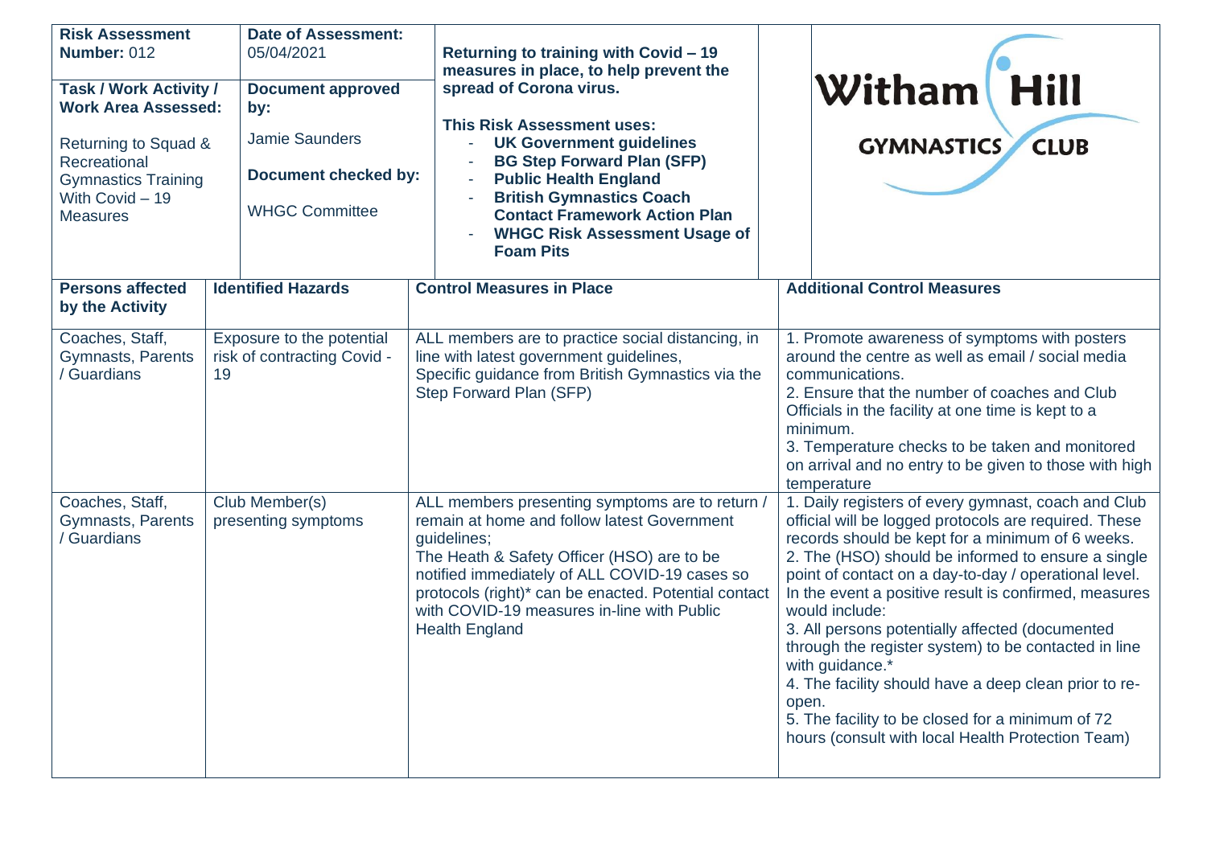| **Risk Assessment Number:** 012 | **Date of Assessment:** 05/04/2021 | **Returning to training with Covid – 19 measures in place, to help prevent the spread of Corona virus.** | Witham Hill GYMNASTICS CLUB |
|---|---|---|---|
| **Task / Work Activity / Work Area Assessed:** Returning to Squad & Recreational Gymnastics Training With Covid – 19 Measures | **Document approved by:** Jamie Saunders **Document checked by:** WHGC Committee | **This Risk Assessment uses:** - **UK Government guidelines** - **BG Step Forward Plan (SFP)** - **Public Health England** - **British Gymnastics Coach Contact Framework Action Plan** - **WHGC Risk Assessment Usage of Foam Pits** | |

| **Persons affected by the Activity** | **Identified Hazards** | **Control Measures in Place** | **Additional Control Measures** |
|---|---|---|---|
| Coaches, Staff, Gymnasts, Parents / Guardians | Exposure to the potential risk of contracting Covid - 19 | ALL members are to practice social distancing, in line with latest government guidelines, Specific guidance from British Gymnastics via the Step Forward Plan (SFP) | 1. Promote awareness of symptoms with posters around the centre as well as email / social media communications.<br>2. Ensure that the number of coaches and Club Officials in the facility at one time is kept to a minimum.<br>3. Temperature checks to be taken and monitored on arrival and no entry to be given to those with high temperature |
| Coaches, Staff, Gymnasts, Parents / Guardians | Club Member(s) presenting symptoms | ALL members presenting symptoms are to return / remain at home and follow latest Government guidelines;<br>The Heath & Safety Officer (HSO) are to be notified immediately of ALL COVID-19 cases so protocols (right)* can be enacted. Potential contact with COVID-19 measures in-line with Public Health England | 1. Daily registers of every gymnast, coach and Club official will be logged protocols are required. These records should be kept for a minimum of 6 weeks.<br>2. The (HSO) should be informed to ensure a single point of contact on a day-to-day / operational level. In the event a positive result is confirmed, measures would include:<br>3. All persons potentially affected (documented through the register system) to be contacted in line with guidance.*<br>4. The facility should have a deep clean prior to re-open.<br>5. The facility to be closed for a minimum of 72 hours (consult with local Health Protection Team) |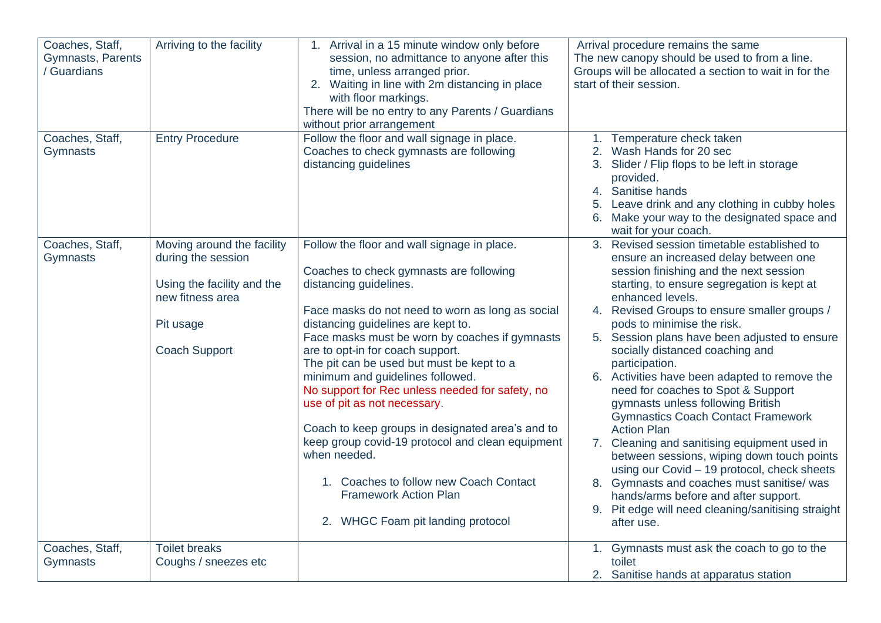| | | | |
|---|---|---|---|
| Coaches, Staff, Gymnasts, Parents / Guardians | Arriving to the facility | 1. Arrival in a 15 minute window only before session, no admittance to anyone after this time, unless arranged prior.<br>2. Waiting in line with 2m distancing in place with floor markings.<br>There will be no entry to any Parents / Guardians without prior arrangement | Arrival procedure remains the same<br>The new canopy should be used to from a line. Groups will be allocated a section to wait in for the start of their session. |
| Coaches, Staff, Gymnasts | Entry Procedure | Follow the floor and wall signage in place.<br>Coaches to check gymnasts are following distancing guidelines | 1. Temperature check taken<br>2. Wash Hands for 20 sec<br>3. Slider / Flip flops to be left in storage provided.<br>4. Sanitise hands<br>5. Leave drink and any clothing in cubby holes<br>6. Make your way to the designated space and wait for your coach. |
| Coaches, Staff, Gymnasts | Moving around the facility during the session<br><br>Using the facility and the new fitness area<br><br>Pit usage<br><br>Coach Support | Follow the floor and wall signage in place.<br><br>Coaches to check gymnasts are following distancing guidelines.<br><br>Face masks do not need to worn as long as social distancing guidelines are kept to.<br>Face masks must be worn by coaches if gymnasts are to opt-in for coach support.<br>The pit can be used but must be kept to a minimum and guidelines followed.<br>No support for Rec unless needed for safety, no use of pit as not necessary.<br><br>Coach to keep groups in designated area's and to keep group covid-19 protocol and clean equipment when needed.<br><br>1. Coaches to follow new Coach Contact Framework Action Plan<br><br>2. WHGC Foam pit landing protocol | 3. Revised session timetable established to ensure an increased delay between one session finishing and the next session starting, to ensure segregation is kept at enhanced levels.<br>4. Revised Groups to ensure smaller groups / pods to minimise the risk.<br>5. Session plans have been adjusted to ensure socially distanced coaching and participation.<br>6. Activities have been adapted to remove the need for coaches to Spot & Support gymnasts unless following British Gymnastics Coach Contact Framework Action Plan<br>7. Cleaning and sanitising equipment used in between sessions, wiping down touch points using our Covid – 19 protocol, check sheets<br>8. Gymnasts and coaches must sanitise/ was hands/arms before and after support.<br>9. Pit edge will need cleaning/sanitising straight after use. |
| Coaches, Staff, Gymnasts | Toilet breaks<br>Coughs / sneezes etc | | 1. Gymnasts must ask the coach to go to the toilet<br>2. Sanitise hands at apparatus station |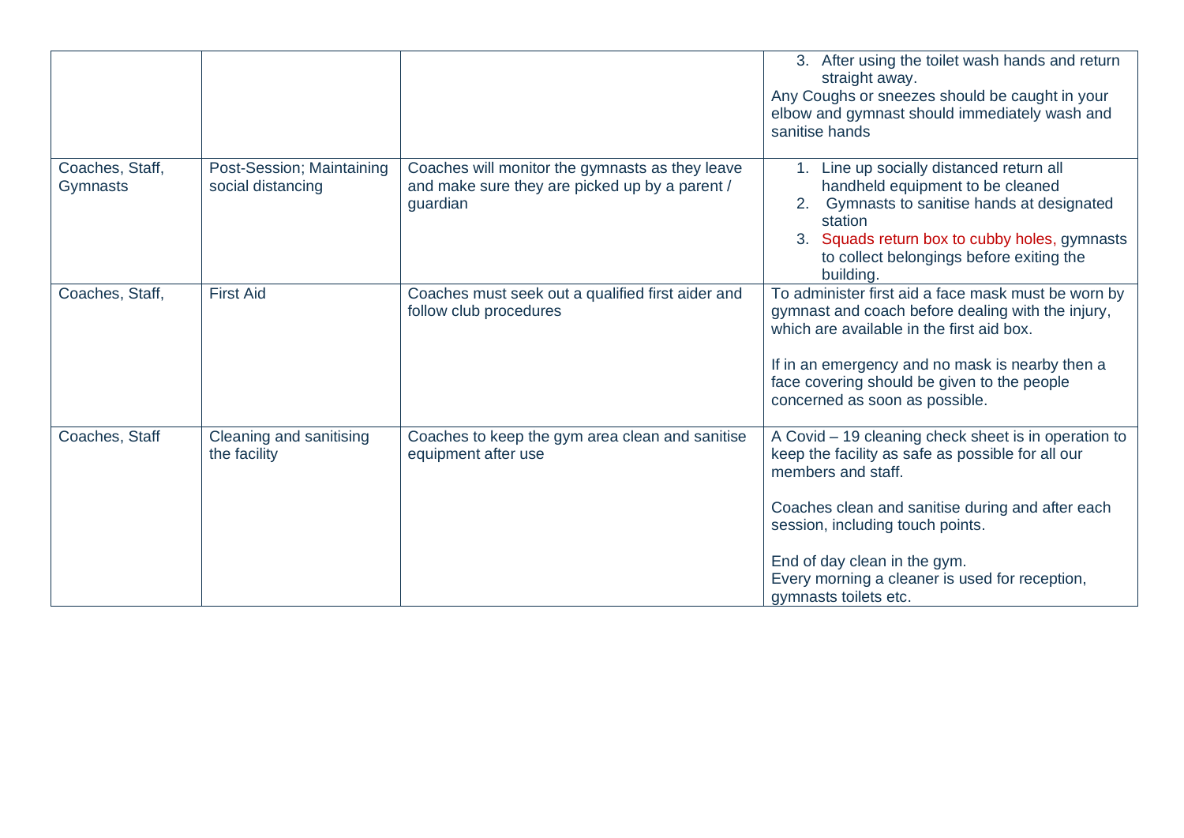| | | | |
|---|---|---|---|
| | | | 3. After using the toilet wash hands and return straight away.<br>Any Coughs or sneezes should be caught in your elbow and gymnast should immediately wash and sanitise hands |
| Coaches, Staff, Gymnasts | Post-Session; Maintaining social distancing | Coaches will monitor the gymnasts as they leave and make sure they are picked up by a parent / guardian | 1. Line up socially distanced return all handheld equipment to be cleaned<br>2. Gymnasts to sanitise hands at designated station<br>3. Squads return box to cubby holes, gymnasts to collect belongings before exiting the building. |
| Coaches, Staff, | First Aid | Coaches must seek out a qualified first aider and follow club procedures | To administer first aid a face mask must be worn by gymnast and coach before dealing with the injury, which are available in the first aid box.<br><br>If in an emergency and no mask is nearby then a face covering should be given to the people concerned as soon as possible. |
| Coaches, Staff | Cleaning and sanitising the facility | Coaches to keep the gym area clean and sanitise equipment after use | A Covid – 19 cleaning check sheet is in operation to keep the facility as safe as possible for all our members and staff.<br><br>Coaches clean and sanitise during and after each session, including touch points.<br><br>End of day clean in the gym.<br>Every morning a cleaner is used for reception, gymnasts toilets etc. |